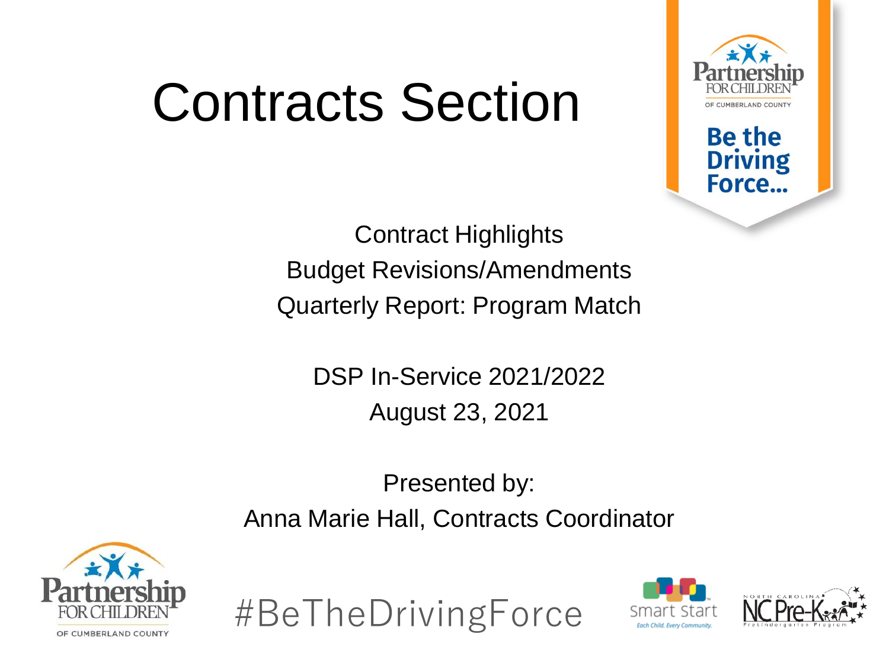# Contracts Section

Contract Highlights
Budget Revisions/Amendments
Quarterly Report: Program Match

DSP In-Service 2021/2022
August 23, 2021

Presented by:
Anna Marie Hall, Contracts Coordinator

#BeTheDrivingForce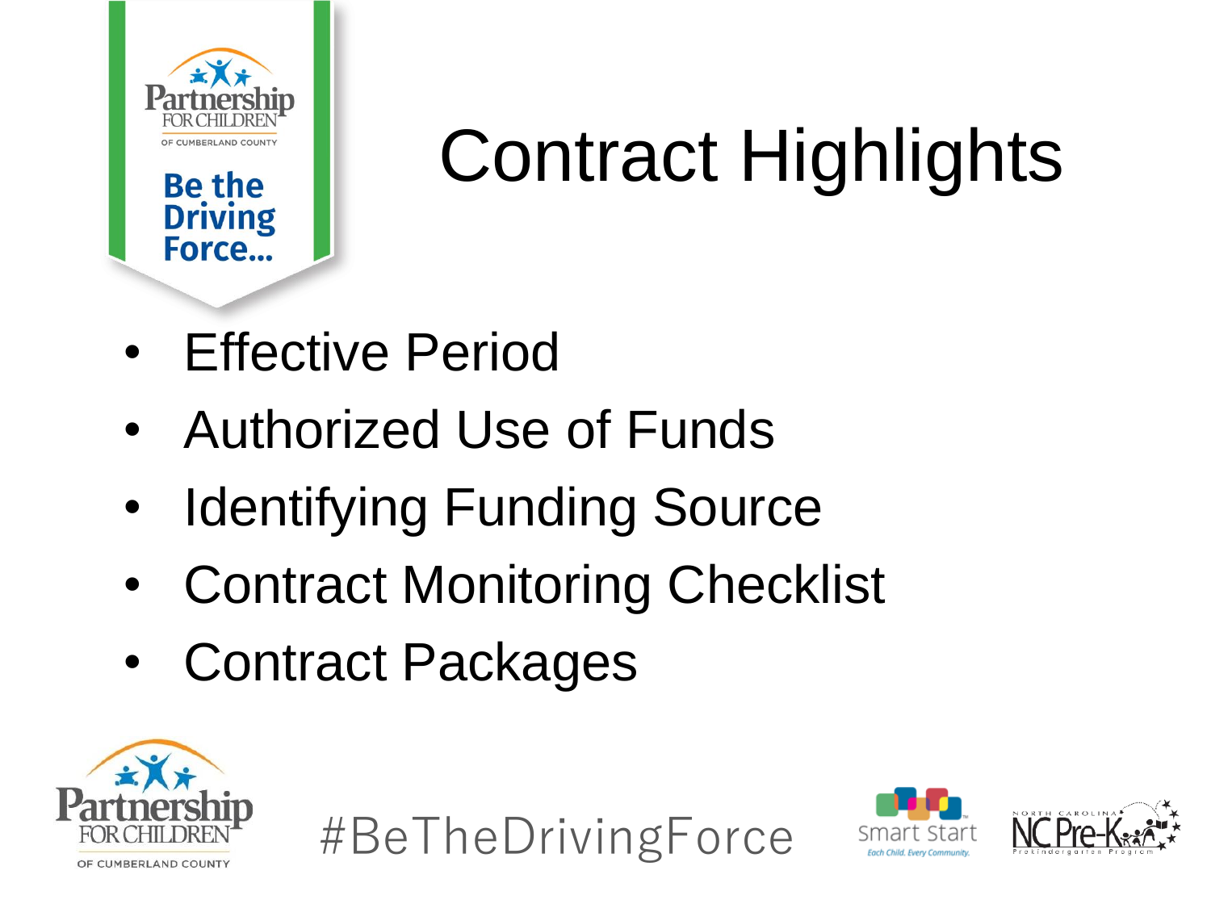# Contract Highlights

- Effective Period
- Authorized Use of Funds
- Identifying Funding Source
- Contract Monitoring Checklist
- Contract Packages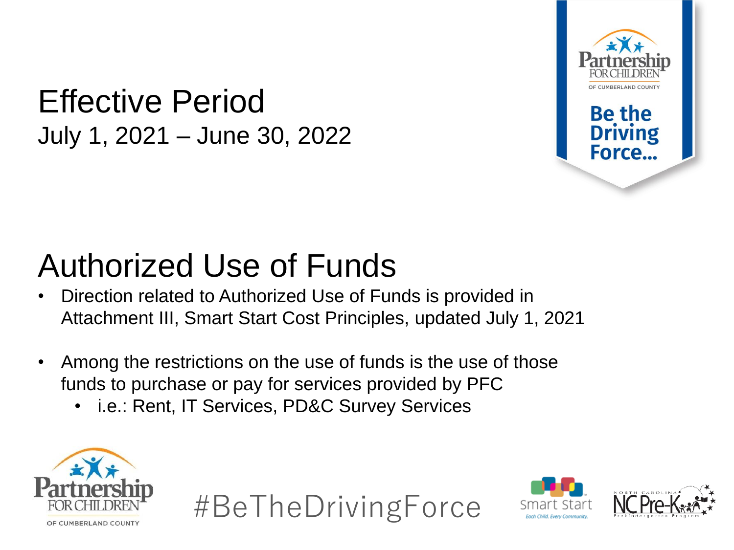# Effective Period

July 1, 2021 – June 30, 2022

# Authorized Use of Funds

- Direction related to Authorized Use of Funds is provided in Attachment III, Smart Start Cost Principles, updated July 1, 2021
- Among the restrictions on the use of funds is the use of those funds to purchase or pay for services provided by PFC
  - i.e.: Rent, IT Services, PD&C Survey Services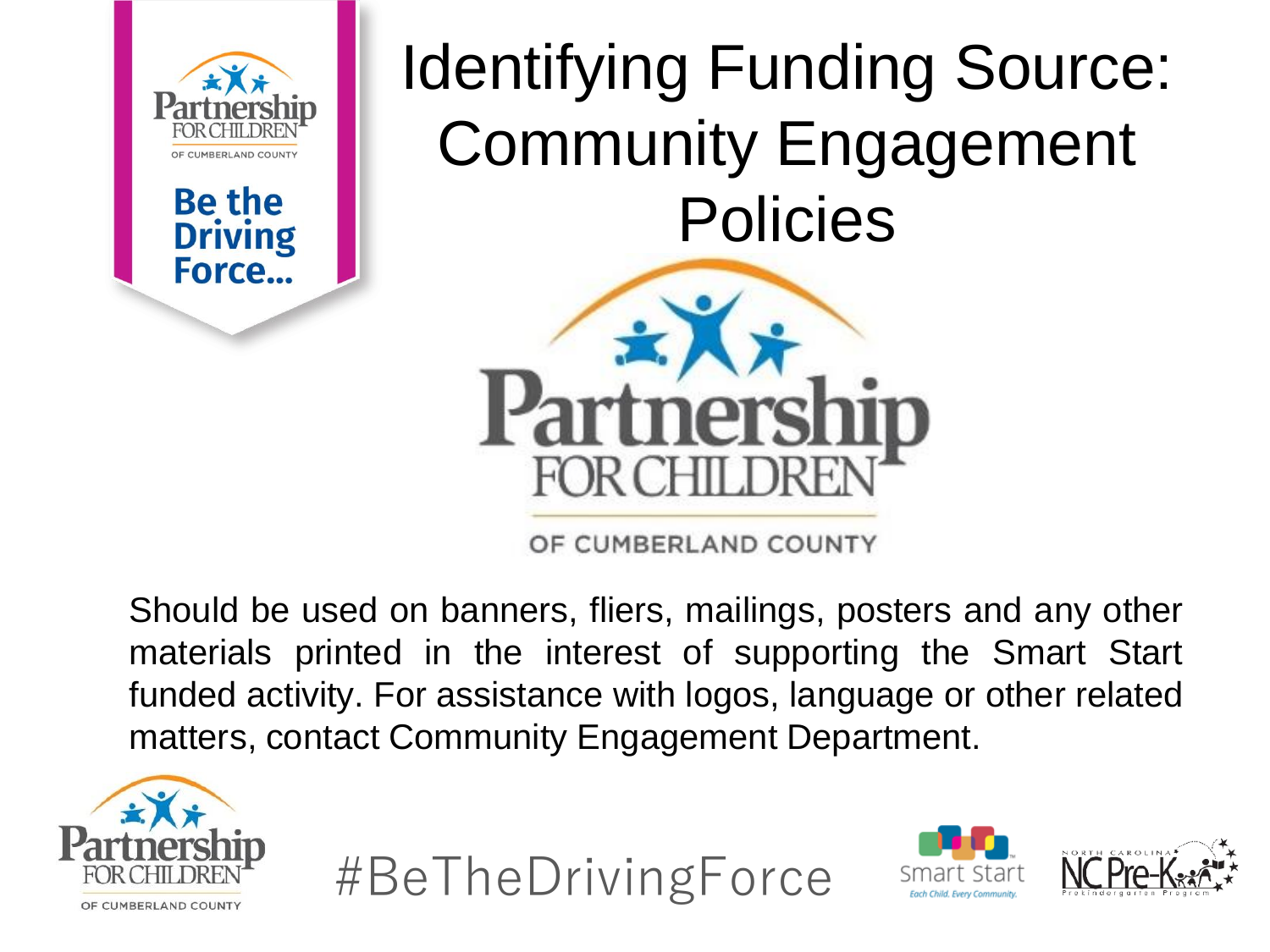# Identifying Funding Source: Community Engagement Policies

Should be used on banners, fliers, mailings, posters and any other materials printed in the interest of supporting the Smart Start funded activity. For assistance with logos, language or other related matters, contact Community Engagement Department.

#BeTheDrivingForce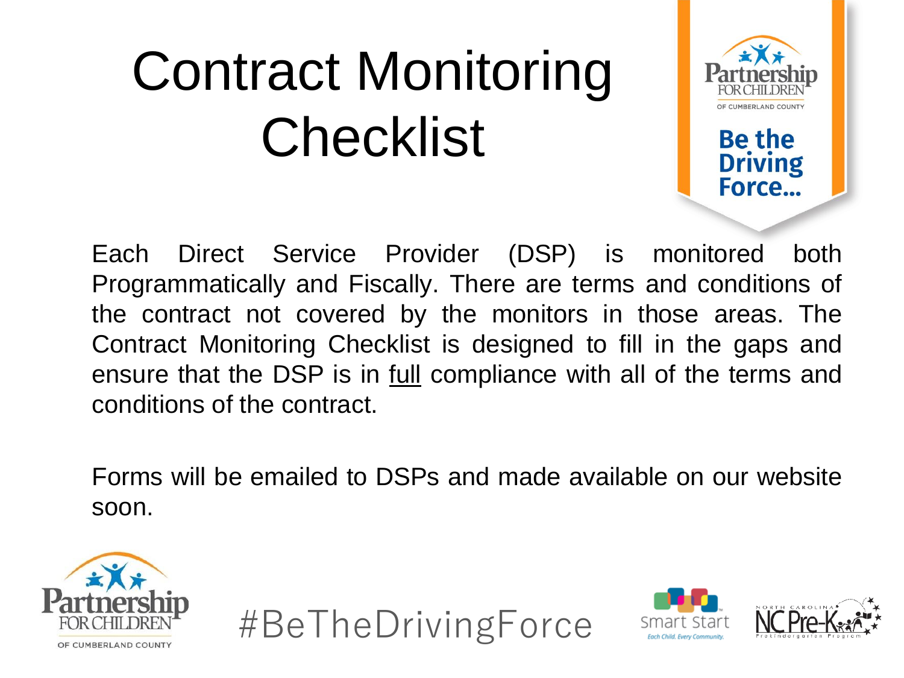# Contract Monitoring Checklist

Each Direct Service Provider (DSP) is monitored both Programmatically and Fiscally. There are terms and conditions of the contract not covered by the monitors in those areas. The Contract Monitoring Checklist is designed to fill in the gaps and ensure that the DSP is in full compliance with all of the terms and conditions of the contract.

Forms will be emailed to DSPs and made available on our website soon.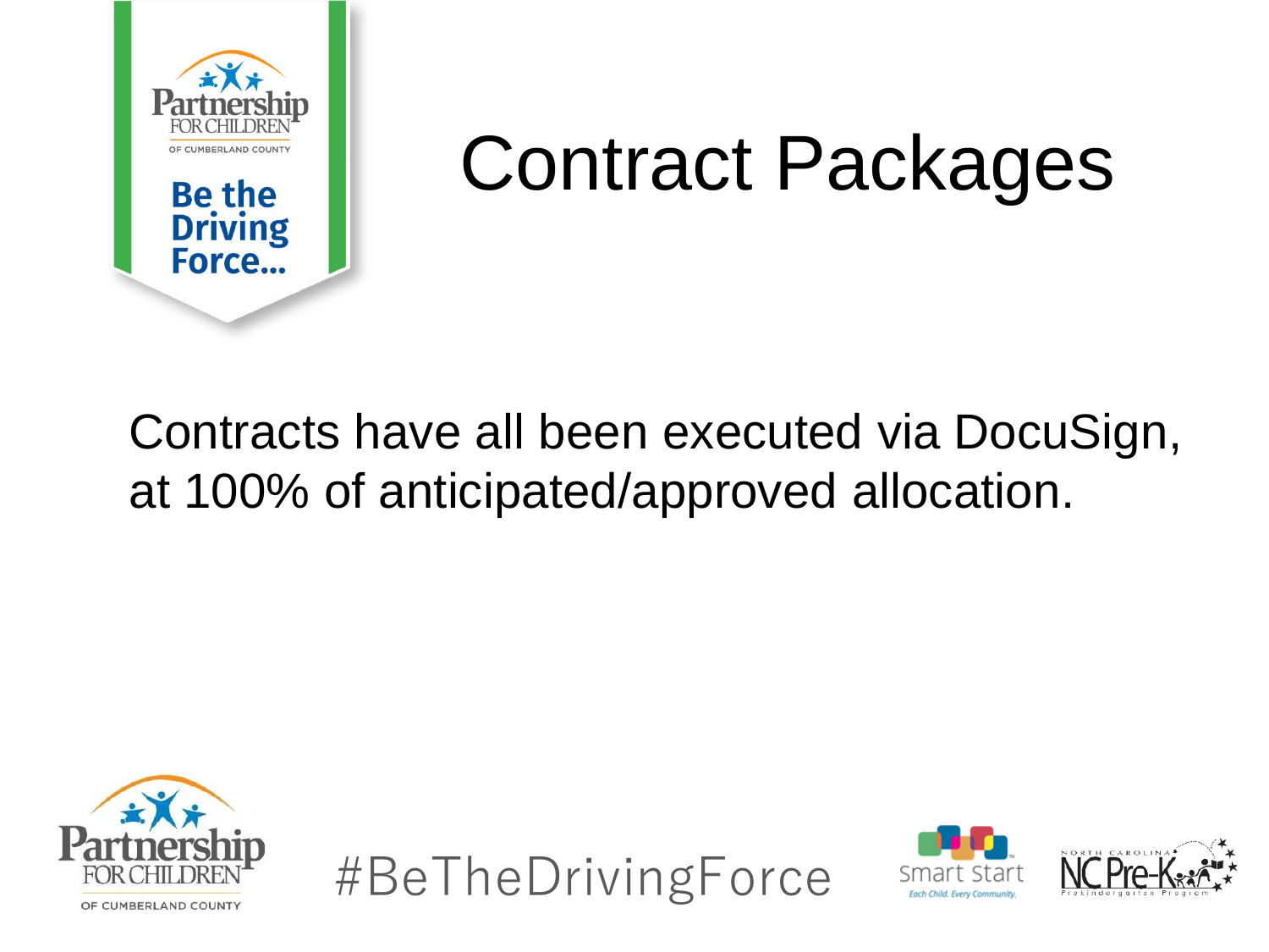# Contract Packages

Contracts have all been executed via DocuSign, at 100% of anticipated/approved allocation.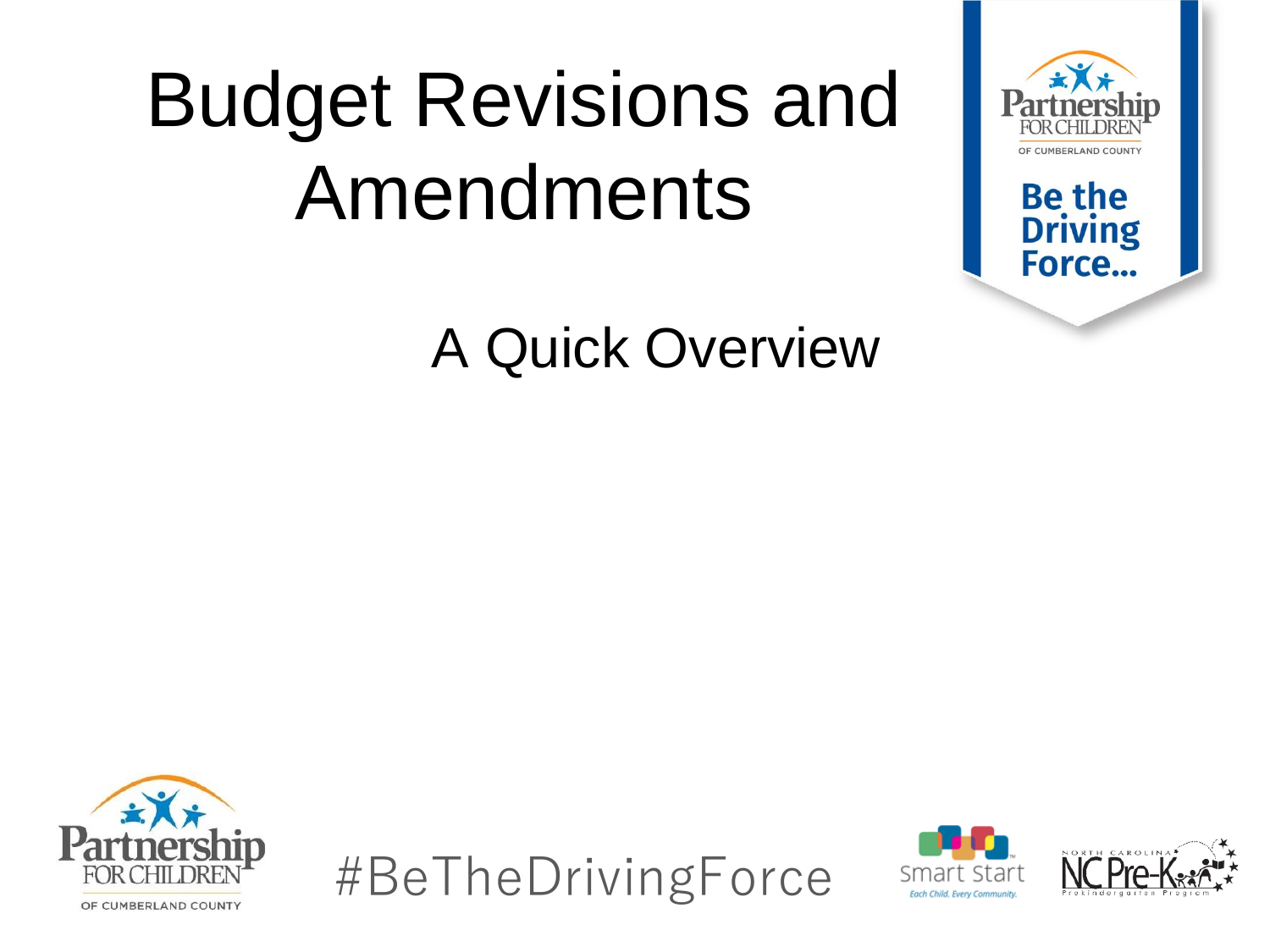# Budget Revisions and Amendments

A Quick Overview

#BeTheDrivingForce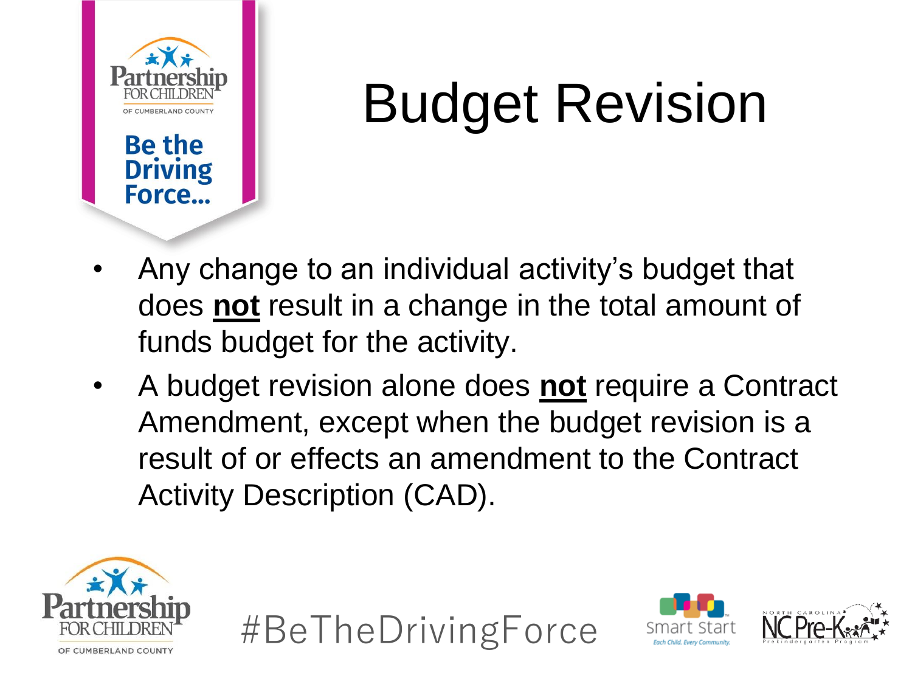# Budget Revision

- Any change to an individual activity's budget that does **not** result in a change in the total amount of funds budget for the activity.
- A budget revision alone does **not** require a Contract Amendment, except when the budget revision is a result of or effects an amendment to the Contract Activity Description (CAD).

#BeTheDrivingForce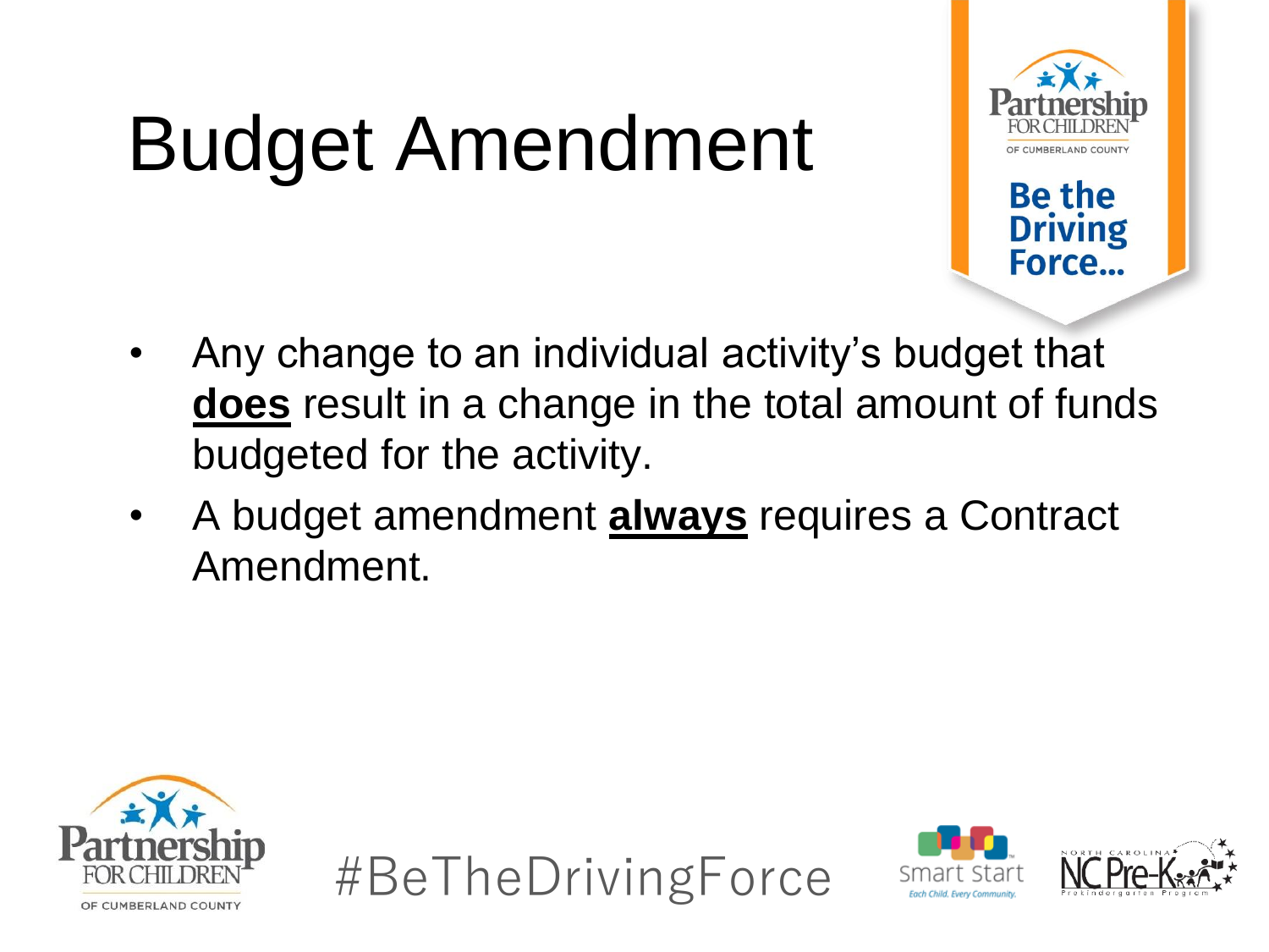# Budget Amendment

- Any change to an individual activity's budget that **does** result in a change in the total amount of funds budgeted for the activity.
- A budget amendment **always** requires a Contract Amendment.

#BeTheDrivingForce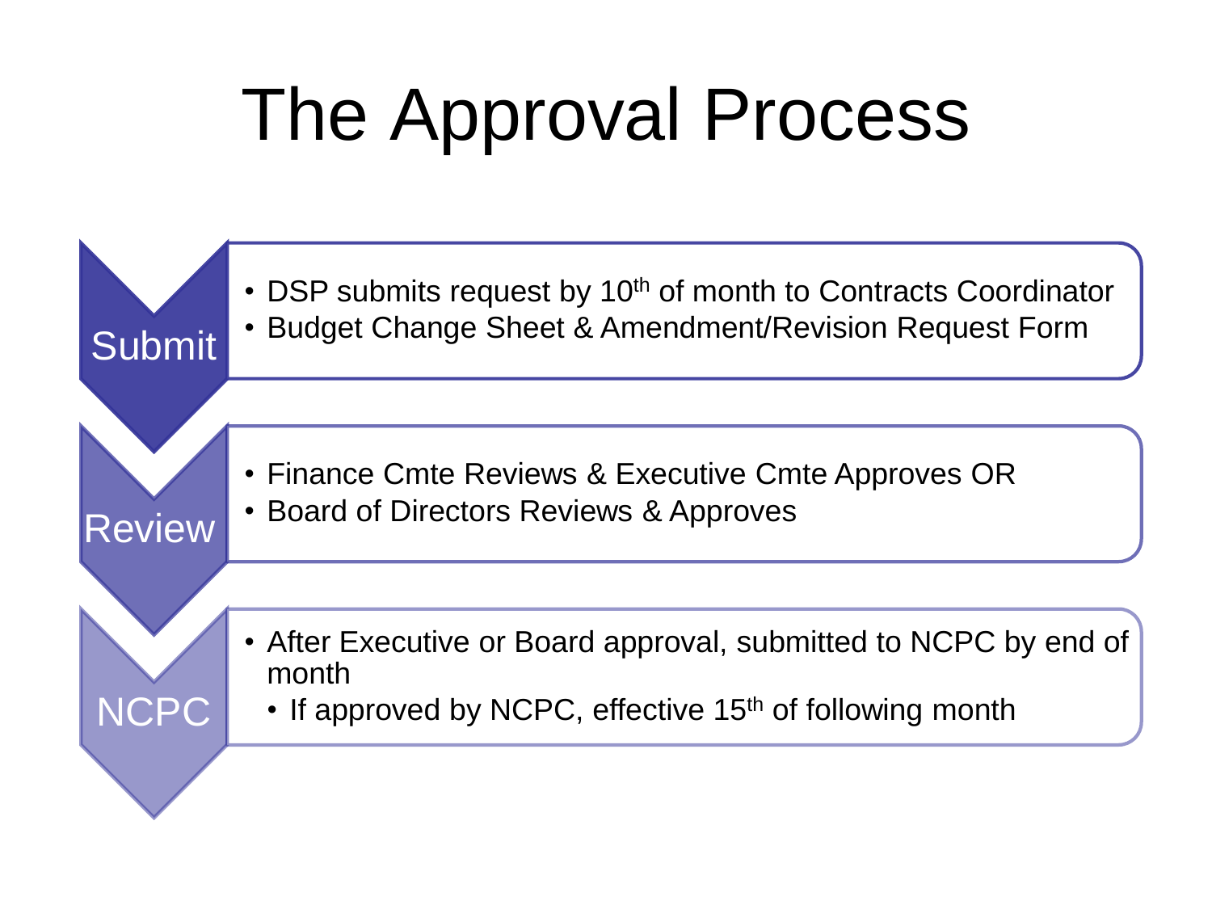# The Approval Process

**Submit**

- DSP submits request by 10th of month to Contracts Coordinator
- Budget Change Sheet & Amendment/Revision Request Form

**Review**

- Finance Cmte Reviews & Executive Cmte Approves OR
- Board of Directors Reviews & Approves

**NCPC**

- After Executive or Board approval, submitted to NCPC by end of month
  - If approved by NCPC, effective 15th of following month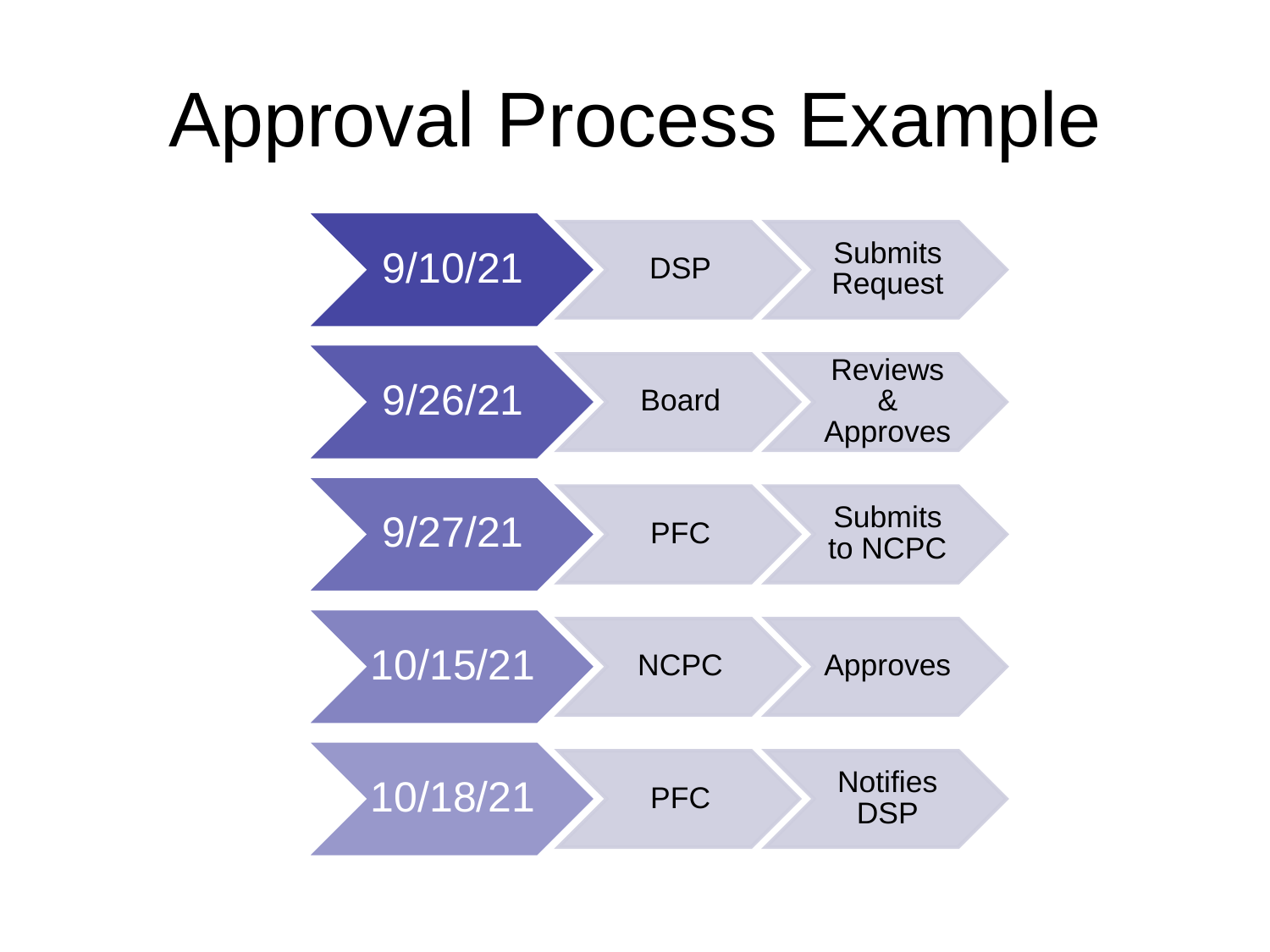# Approval Process Example

| Date | Entity | Action |
| --- | --- | --- |
| 9/10/21 | DSP | Submits Request |
| 9/26/21 | Board | Reviews & Approves |
| 9/27/21 | PFC | Submits to NCPC |
| 10/15/21 | NCPC | Approves |
| 10/18/21 | PFC | Notifies DSP |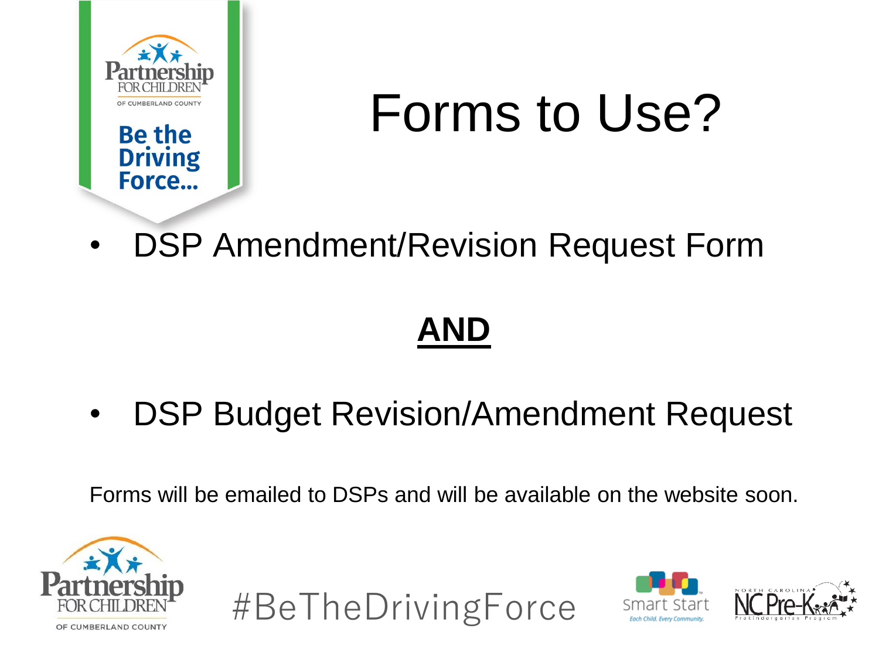# Forms to Use?

- DSP Amendment/Revision Request Form

**AND**

- DSP Budget Revision/Amendment Request

Forms will be emailed to DSPs and will be available on the website soon.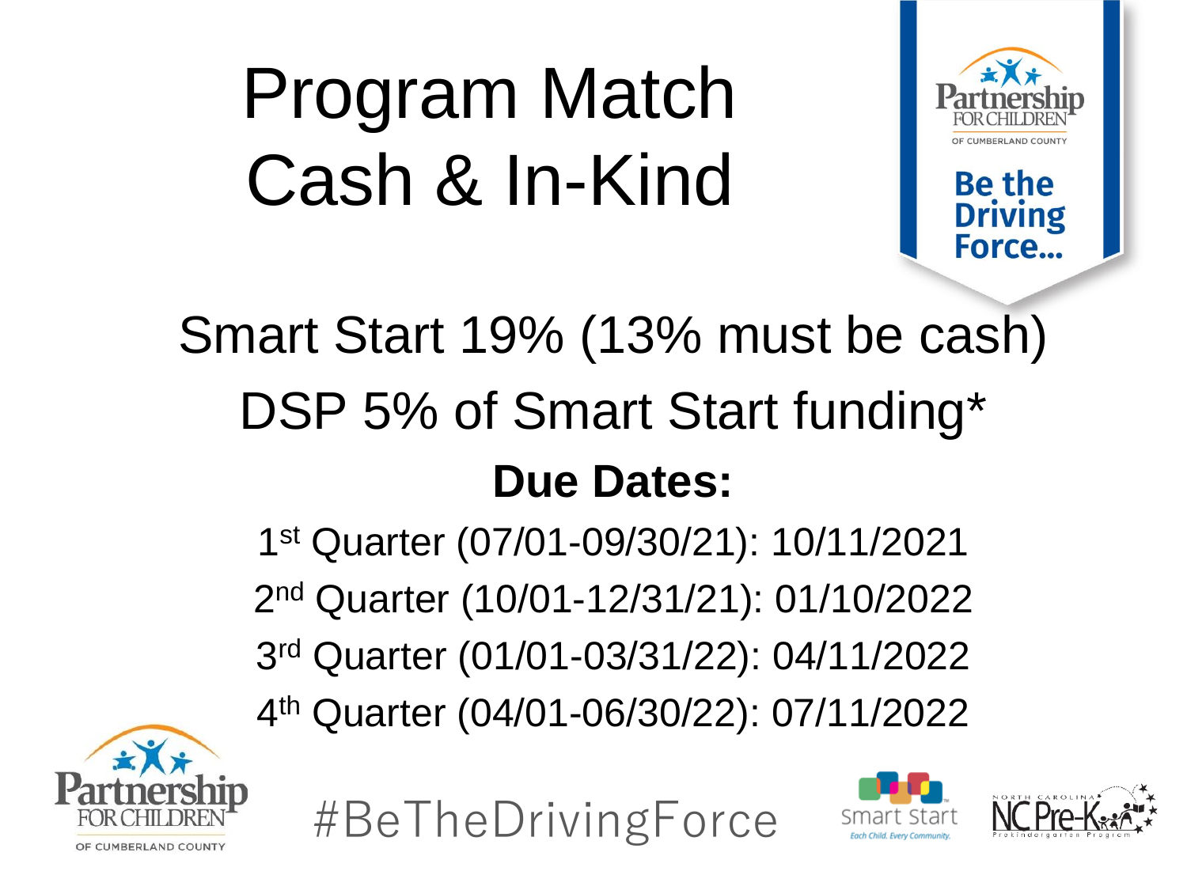# Program Match Cash & In-Kind

Partnership FOR CHILDREN OF CUMBERLAND COUNTY

**Be the Driving Force...**

Smart Start 19% (13% must be cash)

DSP 5% of Smart Start funding*

**Due Dates:**

1st Quarter (07/01-09/30/21): 10/11/2021

2nd Quarter (10/01-12/31/21): 01/10/2022

3rd Quarter (01/01-03/31/22): 04/11/2022

4th Quarter (04/01-06/30/22): 07/11/2022

Partnership FOR CHILDREN OF CUMBERLAND COUNTY

#BeTheDrivingForce

Smart Start Each Child. Every Community.

NORTH CAROLINA NC Pre-K Prekindergarten Program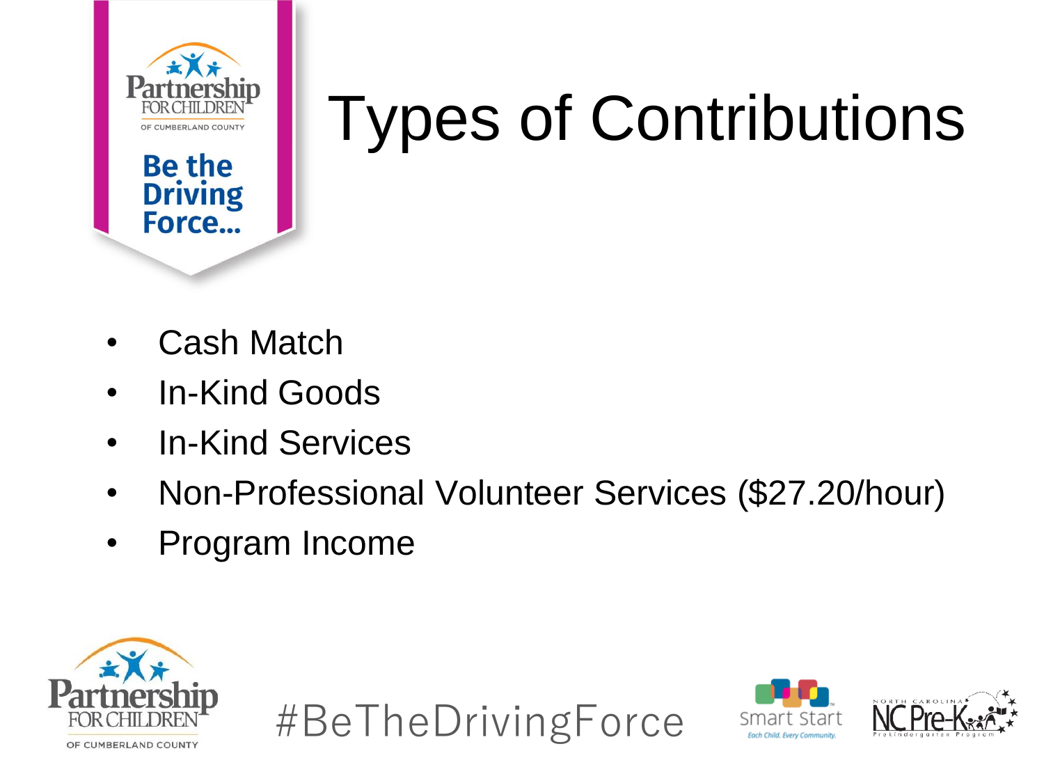# Types of Contributions

- Cash Match
- In-Kind Goods
- In-Kind Services
- Non-Professional Volunteer Services ($27.20/hour)
- Program Income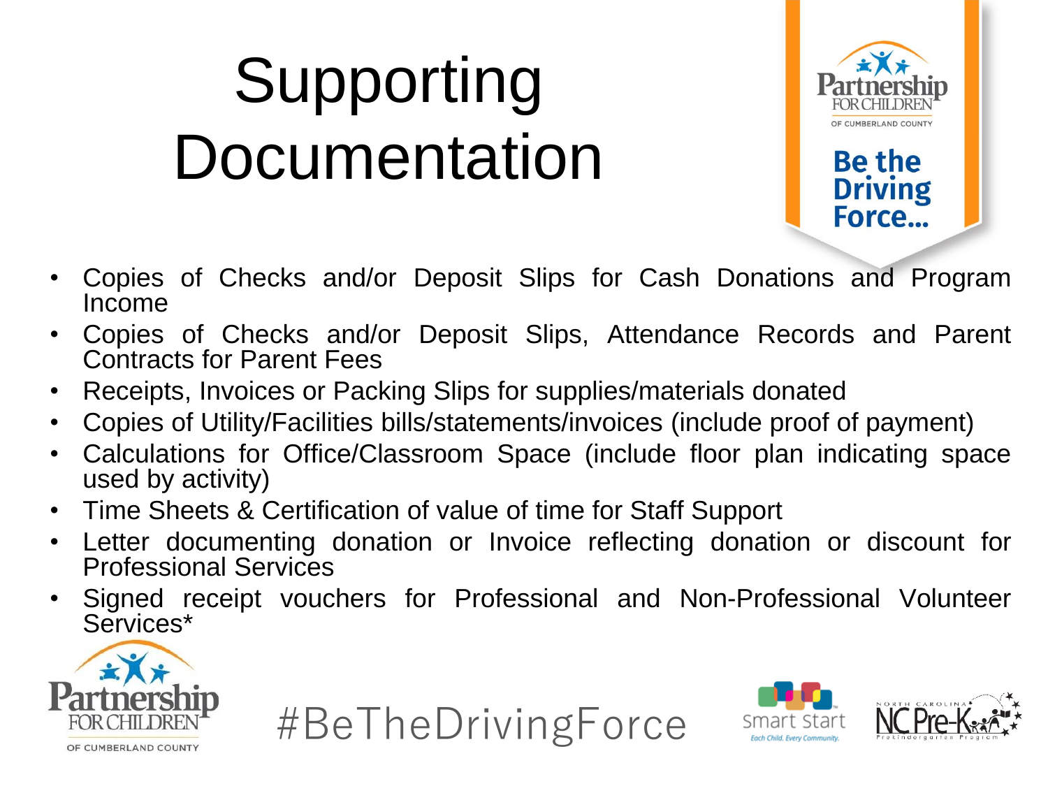# Supporting Documentation

Be the Driving Force...

- Copies of Checks and/or Deposit Slips for Cash Donations and Program Income
- Copies of Checks and/or Deposit Slips, Attendance Records and Parent Contracts for Parent Fees
- Receipts, Invoices or Packing Slips for supplies/materials donated
- Copies of Utility/Facilities bills/statements/invoices (include proof of payment)
- Calculations for Office/Classroom Space (include floor plan indicating space used by activity)
- Time Sheets & Certification of value of time for Staff Support
- Letter documenting donation or Invoice reflecting donation or discount for Professional Services
- Signed receipt vouchers for Professional and Non-Professional Volunteer Services*

#BeTheDrivingForce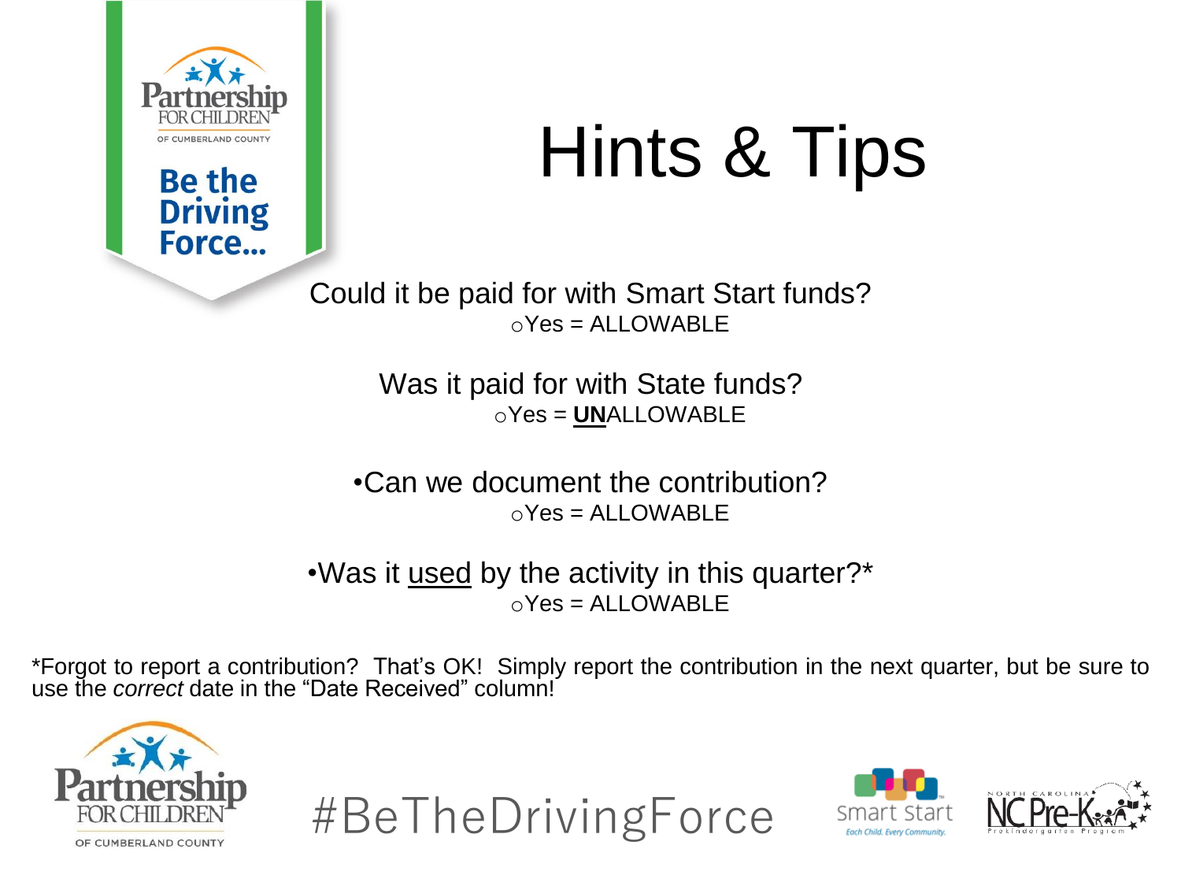# Hints & Tips

Could it be paid for with Smart Start funds?

- Yes = ALLOWABLE

Was it paid for with State funds?

- Yes = **UN**ALLOWABLE

- Can we document the contribution?
  - Yes = ALLOWABLE

- Was it used by the activity in this quarter?*
  - Yes = ALLOWABLE

*Forgot to report a contribution? That's OK! Simply report the contribution in the next quarter, but be sure to use the *correct* date in the "Date Received" column!

#BeTheDrivingForce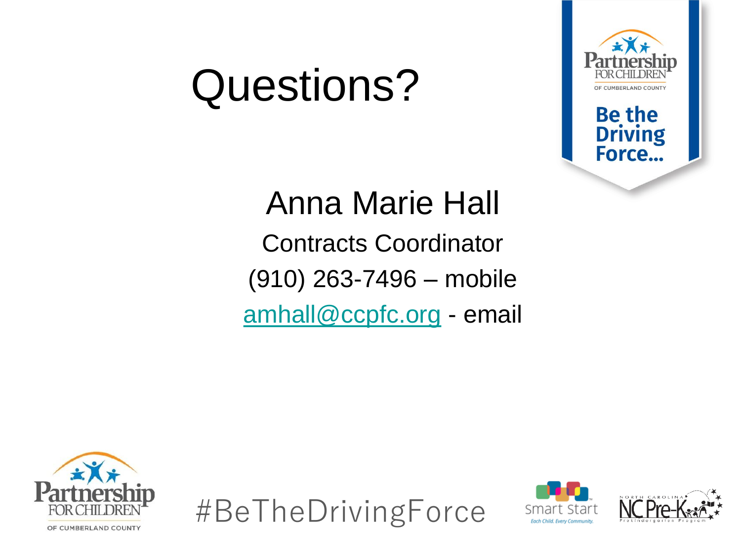# Questions?

Anna Marie Hall

Contracts Coordinator

(910) 263-7496 – mobile

amhall@ccpfc.org - email

#BeTheDrivingForce